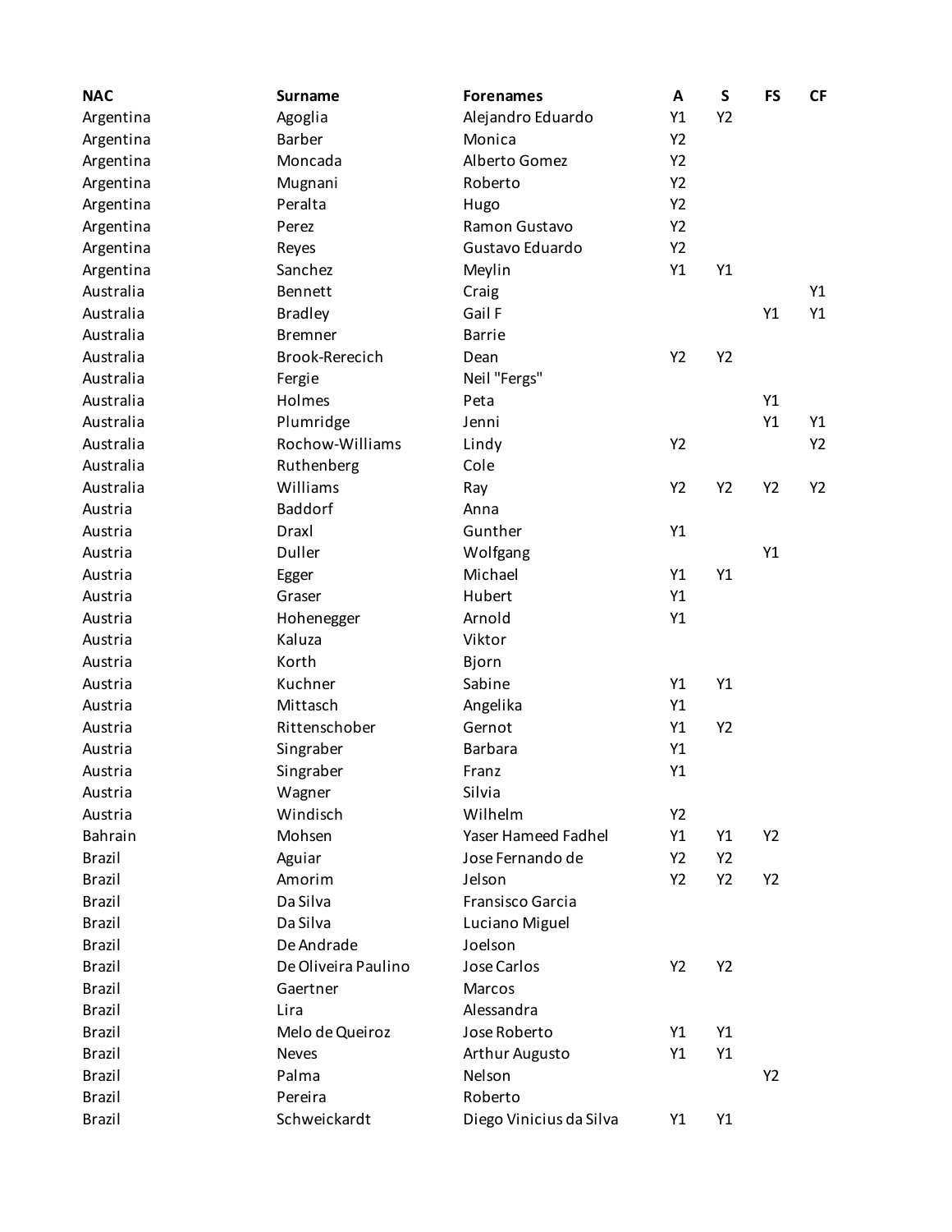| NAC | Surname | Forenames | A | S | FS | CF |
|---|---|---|---|---|---|---|
| Argentina | Agoglia | Alejandro Eduardo | Y1 | Y2 | | |
| Argentina | Barber | Monica | Y2 | | | |
| Argentina | Moncada | Alberto Gomez | Y2 | | | |
| Argentina | Mugnani | Roberto | Y2 | | | |
| Argentina | Peralta | Hugo | Y2 | | | |
| Argentina | Perez | Ramon Gustavo | Y2 | | | |
| Argentina | Reyes | Gustavo Eduardo | Y2 | | | |
| Argentina | Sanchez | Meylin | Y1 | Y1 | | |
| Australia | Bennett | Craig | | | | Y1 |
| Australia | Bradley | Gail F | | | Y1 | Y1 |
| Australia | Bremner | Barrie | | | | |
| Australia | Brook-Rerecich | Dean | Y2 | Y2 | | |
| Australia | Fergie | Neil "Fergs" | | | | |
| Australia | Holmes | Peta | | | Y1 | |
| Australia | Plumridge | Jenni | | | Y1 | Y1 |
| Australia | Rochow-Williams | Lindy | Y2 | | | Y2 |
| Australia | Ruthenberg | Cole | | | | |
| Australia | Williams | Ray | Y2 | Y2 | Y2 | Y2 |
| Austria | Baddorf | Anna | | | | |
| Austria | Draxl | Gunther | Y1 | | | |
| Austria | Duller | Wolfgang | | | Y1 | |
| Austria | Egger | Michael | Y1 | Y1 | | |
| Austria | Graser | Hubert | Y1 | | | |
| Austria | Hohenegger | Arnold | Y1 | | | |
| Austria | Kaluza | Viktor | | | | |
| Austria | Korth | Bjorn | | | | |
| Austria | Kuchner | Sabine | Y1 | Y1 | | |
| Austria | Mittasch | Angelika | Y1 | | | |
| Austria | Rittenschober | Gernot | Y1 | Y2 | | |
| Austria | Singraber | Barbara | Y1 | | | |
| Austria | Singraber | Franz | Y1 | | | |
| Austria | Wagner | Silvia | | | | |
| Austria | Windisch | Wilhelm | Y2 | | | |
| Bahrain | Mohsen | Yaser Hameed Fadhel | Y1 | Y1 | Y2 | |
| Brazil | Aguiar | Jose Fernando de | Y2 | Y2 | | |
| Brazil | Amorim | Jelson | Y2 | Y2 | Y2 | |
| Brazil | Da Silva | Fransisco Garcia | | | | |
| Brazil | Da Silva | Luciano Miguel | | | | |
| Brazil | De Andrade | Joelson | | | | |
| Brazil | De Oliveira Paulino | Jose Carlos | Y2 | Y2 | | |
| Brazil | Gaertner | Marcos | | | | |
| Brazil | Lira | Alessandra | | | | |
| Brazil | Melo de Queiroz | Jose Roberto | Y1 | Y1 | | |
| Brazil | Neves | Arthur Augusto | Y1 | Y1 | | |
| Brazil | Palma | Nelson | | | Y2 | |
| Brazil | Pereira | Roberto | | | | |
| Brazil | Schweickardt | Diego Vinicius da Silva | Y1 | Y1 | | |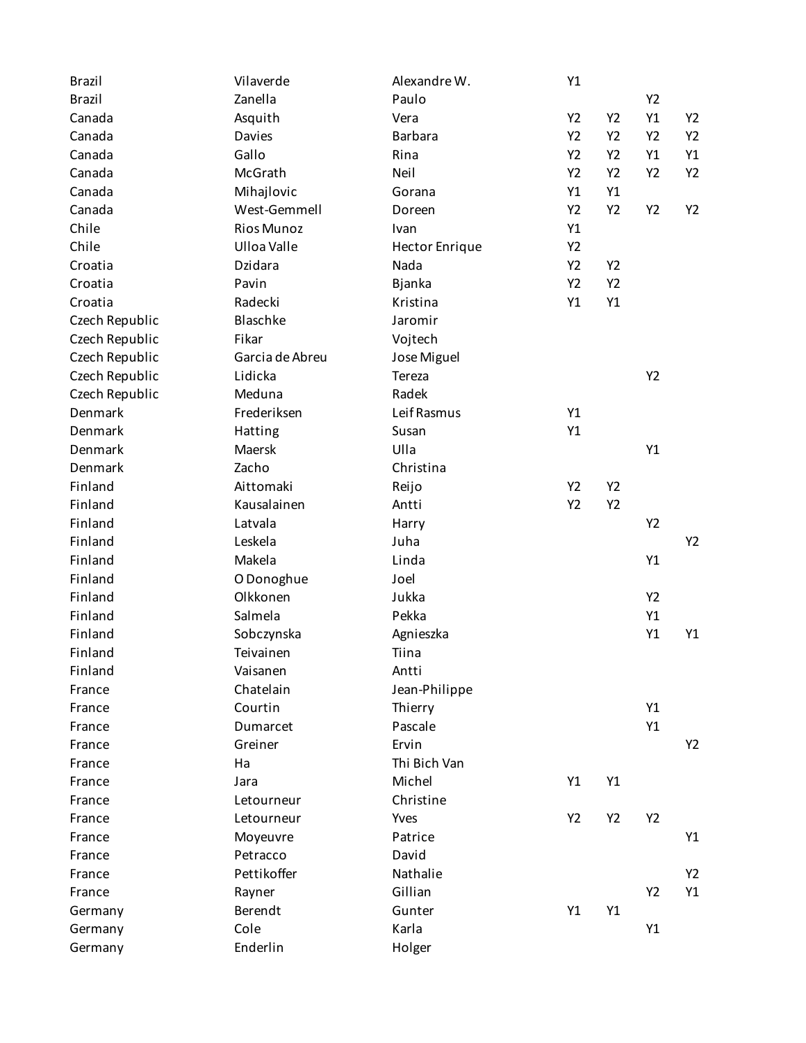| | | | | | | |
|---|---|---|---|---|---|---|
| Brazil | Vilaverde | Alexandre W. | Y1 | | | |
| Brazil | Zanella | Paulo | | | Y2 | |
| Canada | Asquith | Vera | Y2 | Y2 | Y1 | Y2 |
| Canada | Davies | Barbara | Y2 | Y2 | Y2 | Y2 |
| Canada | Gallo | Rina | Y2 | Y2 | Y1 | Y1 |
| Canada | McGrath | Neil | Y2 | Y2 | Y2 | Y2 |
| Canada | Mihajlovic | Gorana | Y1 | Y1 | | |
| Canada | West-Gemmell | Doreen | Y2 | Y2 | Y2 | Y2 |
| Chile | Rios Munoz | Ivan | Y1 | | | |
| Chile | Ulloa Valle | Hector Enrique | Y2 | | | |
| Croatia | Dzidara | Nada | Y2 | Y2 | | |
| Croatia | Pavin | Bjanka | Y2 | Y2 | | |
| Croatia | Radecki | Kristina | Y1 | Y1 | | |
| Czech Republic | Blaschke | Jaromir | | | | |
| Czech Republic | Fikar | Vojtech | | | | |
| Czech Republic | Garcia de Abreu | Jose Miguel | | | | |
| Czech Republic | Lidicka | Tereza | | | Y2 | |
| Czech Republic | Meduna | Radek | | | | |
| Denmark | Frederiksen | Leif Rasmus | Y1 | | | |
| Denmark | Hatting | Susan | Y1 | | | |
| Denmark | Maersk | Ulla | | | Y1 | |
| Denmark | Zacho | Christina | | | | |
| Finland | Aittomaki | Reijo | Y2 | Y2 | | |
| Finland | Kausalainen | Antti | Y2 | Y2 | | |
| Finland | Latvala | Harry | | | Y2 | |
| Finland | Leskela | Juha | | | | Y2 |
| Finland | Makela | Linda | | | Y1 | |
| Finland | O Donoghue | Joel | | | | |
| Finland | Olkkonen | Jukka | | | Y2 | |
| Finland | Salmela | Pekka | | | Y1 | |
| Finland | Sobczynska | Agnieszka | | | Y1 | Y1 |
| Finland | Teivainen | Tiina | | | | |
| Finland | Vaisanen | Antti | | | | |
| France | Chatelain | Jean-Philippe | | | | |
| France | Courtin | Thierry | | | Y1 | |
| France | Dumarcet | Pascale | | | Y1 | |
| France | Greiner | Ervin | | | | Y2 |
| France | Ha | Thi Bich Van | | | | |
| France | Jara | Michel | Y1 | Y1 | | |
| France | Letourneur | Christine | | | | |
| France | Letourneur | Yves | Y2 | Y2 | Y2 | |
| France | Moyeuvre | Patrice | | | | Y1 |
| France | Petracco | David | | | | |
| France | Pettikoffer | Nathalie | | | | Y2 |
| France | Rayner | Gillian | | | Y2 | Y1 |
| Germany | Berendt | Gunter | Y1 | Y1 | | |
| Germany | Cole | Karla | | | Y1 | |
| Germany | Enderlin | Holger | | | | |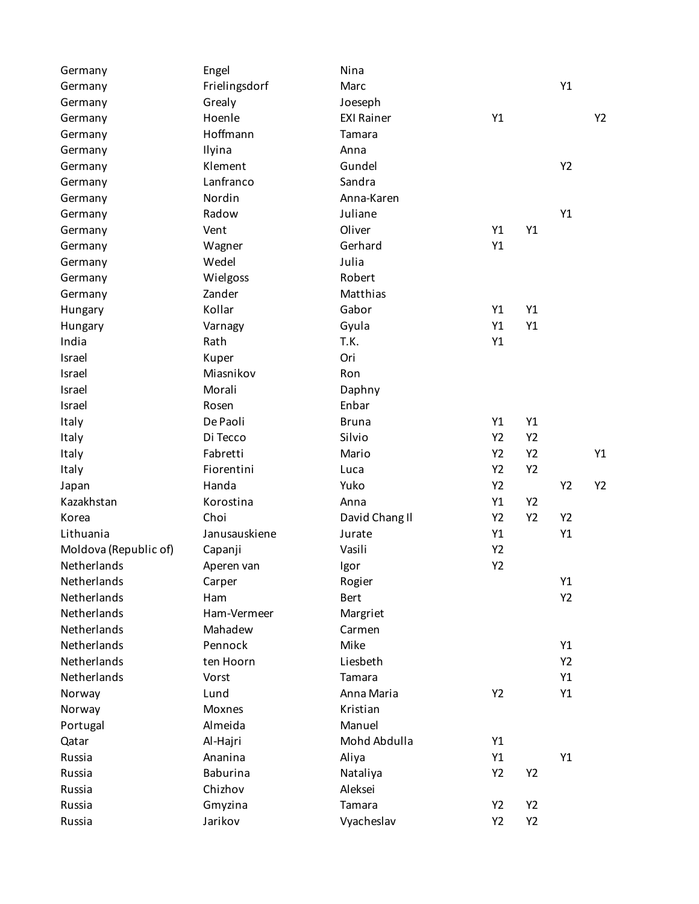| | | | | | | |
|---|---|---|---|---|---|---|
| Germany | Engel | Nina | | | | |
| Germany | Frielingsdorf | Marc | | | Y1 | |
| Germany | Grealy | Joeseph | | | | |
| Germany | Hoenle | EXI Rainer | Y1 | | | Y2 |
| Germany | Hoffmann | Tamara | | | | |
| Germany | Ilyina | Anna | | | | |
| Germany | Klement | Gundel | | | Y2 | |
| Germany | Lanfranco | Sandra | | | | |
| Germany | Nordin | Anna-Karen | | | | |
| Germany | Radow | Juliane | | | Y1 | |
| Germany | Vent | Oliver | Y1 | Y1 | | |
| Germany | Wagner | Gerhard | Y1 | | | |
| Germany | Wedel | Julia | | | | |
| Germany | Wielgoss | Robert | | | | |
| Germany | Zander | Matthias | | | | |
| Hungary | Kollar | Gabor | Y1 | Y1 | | |
| Hungary | Varnagy | Gyula | Y1 | Y1 | | |
| India | Rath | T.K. | Y1 | | | |
| Israel | Kuper | Ori | | | | |
| Israel | Miasnikov | Ron | | | | |
| Israel | Morali | Daphny | | | | |
| Israel | Rosen | Enbar | | | | |
| Italy | De Paoli | Bruna | Y1 | Y1 | | |
| Italy | Di Tecco | Silvio | Y2 | Y2 | | |
| Italy | Fabretti | Mario | Y2 | Y2 | | Y1 |
| Italy | Fiorentini | Luca | Y2 | Y2 | | |
| Japan | Handa | Yuko | Y2 | | Y2 | Y2 |
| Kazakhstan | Korostina | Anna | Y1 | Y2 | | |
| Korea | Choi | David Chang Il | Y2 | Y2 | Y2 | |
| Lithuania | Janusauskiene | Jurate | Y1 | | Y1 | |
| Moldova (Republic of) | Capanji | Vasili | Y2 | | | |
| Netherlands | Aperen van | Igor | Y2 | | | |
| Netherlands | Carper | Rogier | | | Y1 | |
| Netherlands | Ham | Bert | | | Y2 | |
| Netherlands | Ham-Vermeer | Margriet | | | | |
| Netherlands | Mahadew | Carmen | | | | |
| Netherlands | Pennock | Mike | | | Y1 | |
| Netherlands | ten Hoorn | Liesbeth | | | Y2 | |
| Netherlands | Vorst | Tamara | | | Y1 | |
| Norway | Lund | Anna Maria | Y2 | | Y1 | |
| Norway | Moxnes | Kristian | | | | |
| Portugal | Almeida | Manuel | | | | |
| Qatar | Al-Hajri | Mohd Abdulla | Y1 | | | |
| Russia | Ananina | Aliya | Y1 | | Y1 | |
| Russia | Baburina | Nataliya | Y2 | Y2 | | |
| Russia | Chizhov | Aleksei | | | | |
| Russia | Gmyzina | Tamara | Y2 | Y2 | | |
| Russia | Jarikov | Vyacheslav | Y2 | Y2 | | |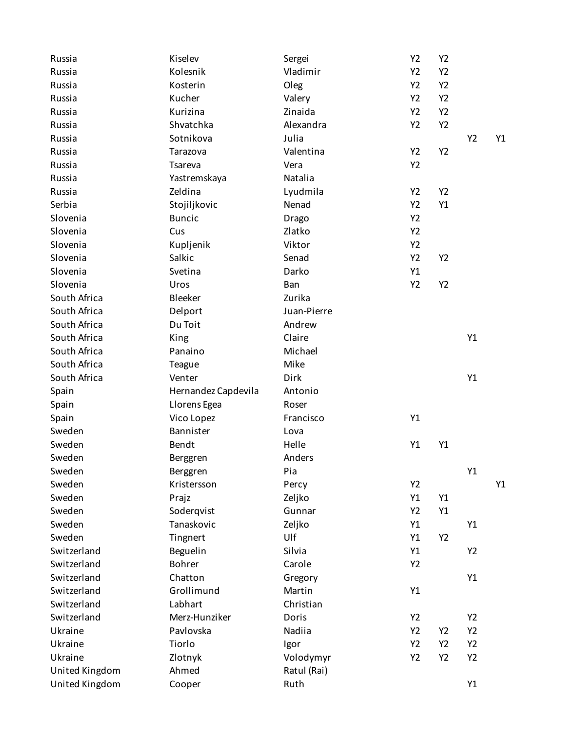| | | | | | | |
|---|---|---|---|---|---|---|
| Russia | Kiselev | Sergei | Y2 | Y2 | | |
| Russia | Kolesnik | Vladimir | Y2 | Y2 | | |
| Russia | Kosterin | Oleg | Y2 | Y2 | | |
| Russia | Kucher | Valery | Y2 | Y2 | | |
| Russia | Kurizina | Zinaida | Y2 | Y2 | | |
| Russia | Shvatchka | Alexandra | Y2 | Y2 | | |
| Russia | Sotnikova | Julia | | | Y2 | Y1 |
| Russia | Tarazova | Valentina | Y2 | Y2 | | |
| Russia | Tsareva | Vera | Y2 | | | |
| Russia | Yastremskaya | Natalia | | | | |
| Russia | Zeldina | Lyudmila | Y2 | Y2 | | |
| Serbia | Stojiljkovic | Nenad | Y2 | Y1 | | |
| Slovenia | Buncic | Drago | Y2 | | | |
| Slovenia | Cus | Zlatko | Y2 | | | |
| Slovenia | Kupljenik | Viktor | Y2 | | | |
| Slovenia | Salkic | Senad | Y2 | Y2 | | |
| Slovenia | Svetina | Darko | Y1 | | | |
| Slovenia | Uros | Ban | Y2 | Y2 | | |
| South Africa | Bleeker | Zurika | | | | |
| South Africa | Delport | Juan-Pierre | | | | |
| South Africa | Du Toit | Andrew | | | | |
| South Africa | King | Claire | | | Y1 | |
| South Africa | Panaino | Michael | | | | |
| South Africa | Teague | Mike | | | | |
| South Africa | Venter | Dirk | | | Y1 | |
| Spain | Hernandez Capdevila | Antonio | | | | |
| Spain | Llorens Egea | Roser | | | | |
| Spain | Vico Lopez | Francisco | Y1 | | | |
| Sweden | Bannister | Lova | | | | |
| Sweden | Bendt | Helle | Y1 | Y1 | | |
| Sweden | Berggren | Anders | | | | |
| Sweden | Berggren | Pia | | | Y1 | |
| Sweden | Kristersson | Percy | Y2 | | | Y1 |
| Sweden | Prajz | Zeljko | Y1 | Y1 | | |
| Sweden | Soderqvist | Gunnar | Y2 | Y1 | | |
| Sweden | Tanaskovic | Zeljko | Y1 | | Y1 | |
| Sweden | Tingnert | Ulf | Y1 | Y2 | | |
| Switzerland | Beguelin | Silvia | Y1 | | Y2 | |
| Switzerland | Bohrer | Carole | Y2 | | | |
| Switzerland | Chatton | Gregory | | | Y1 | |
| Switzerland | Grollimund | Martin | Y1 | | | |
| Switzerland | Labhart | Christian | | | | |
| Switzerland | Merz-Hunziker | Doris | Y2 | | Y2 | |
| Ukraine | Pavlovska | Nadiia | Y2 | Y2 | Y2 | |
| Ukraine | Tiorlo | Igor | Y2 | Y2 | Y2 | |
| Ukraine | Zlotnyk | Volodymyr | Y2 | Y2 | Y2 | |
| United Kingdom | Ahmed | Ratul (Rai) | | | | |
| United Kingdom | Cooper | Ruth | | | Y1 | |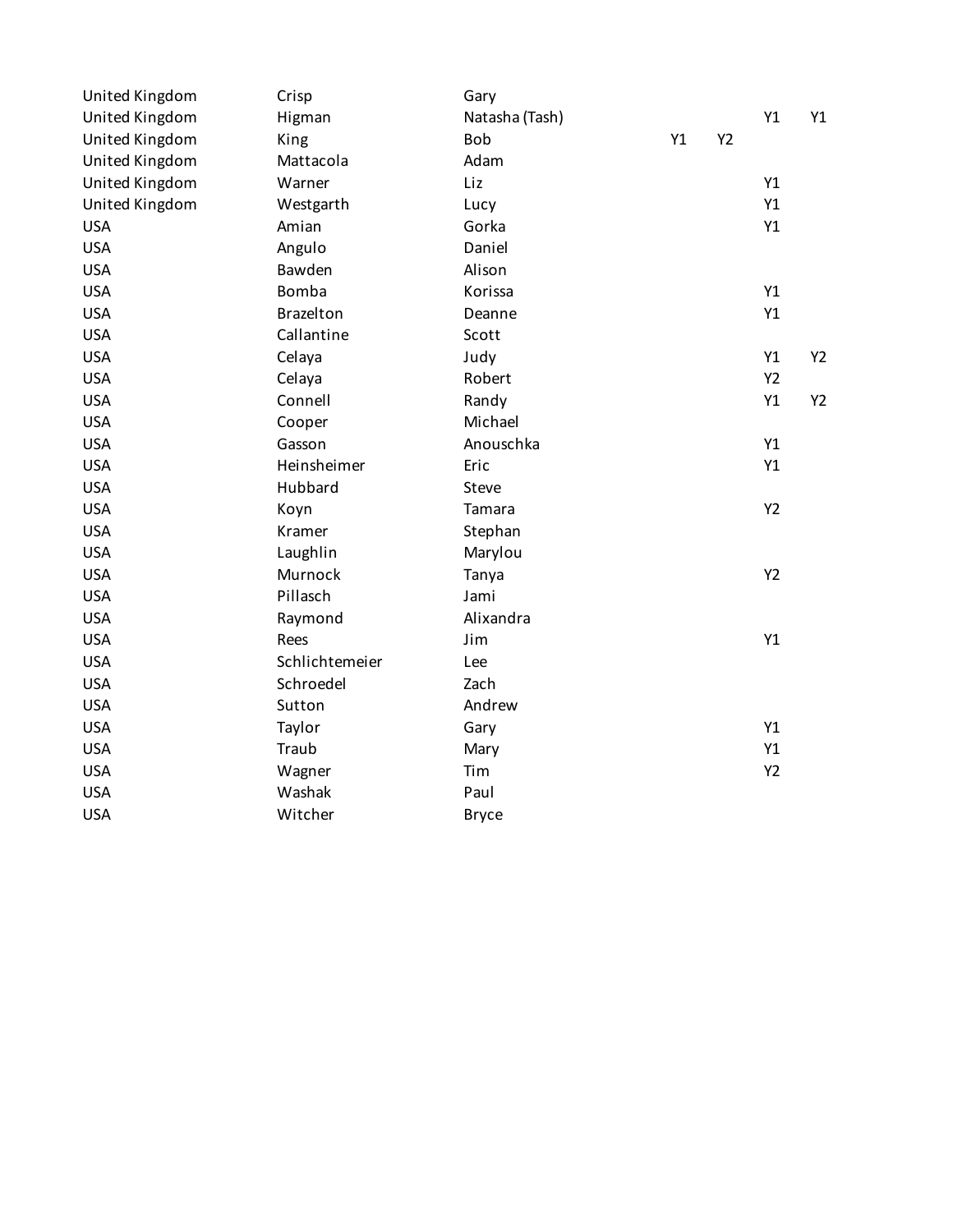| | | | | | | |
|---|---|---|---|---|---|---|
| United Kingdom | Crisp | Gary | | | | |
| United Kingdom | Higman | Natasha (Tash) | | | Y1 | Y1 |
| United Kingdom | King | Bob | Y1 | Y2 | | |
| United Kingdom | Mattacola | Adam | | | | |
| United Kingdom | Warner | Liz | | | Y1 | |
| United Kingdom | Westgarth | Lucy | | | Y1 | |
| USA | Amian | Gorka | | | Y1 | |
| USA | Angulo | Daniel | | | | |
| USA | Bawden | Alison | | | | |
| USA | Bomba | Korissa | | | Y1 | |
| USA | Brazelton | Deanne | | | Y1 | |
| USA | Callantine | Scott | | | | |
| USA | Celaya | Judy | | | Y1 | Y2 |
| USA | Celaya | Robert | | | Y2 | |
| USA | Connell | Randy | | | Y1 | Y2 |
| USA | Cooper | Michael | | | | |
| USA | Gasson | Anouschka | | | Y1 | |
| USA | Heinsheimer | Eric | | | Y1 | |
| USA | Hubbard | Steve | | | | |
| USA | Koyn | Tamara | | | Y2 | |
| USA | Kramer | Stephan | | | | |
| USA | Laughlin | Marylou | | | | |
| USA | Murnock | Tanya | | | Y2 | |
| USA | Pillasch | Jami | | | | |
| USA | Raymond | Alixandra | | | | |
| USA | Rees | Jim | | | Y1 | |
| USA | Schlichtemeier | Lee | | | | |
| USA | Schroedel | Zach | | | | |
| USA | Sutton | Andrew | | | | |
| USA | Taylor | Gary | | | Y1 | |
| USA | Traub | Mary | | | Y1 | |
| USA | Wagner | Tim | | | Y2 | |
| USA | Washak | Paul | | | | |
| USA | Witcher | Bryce | | | | |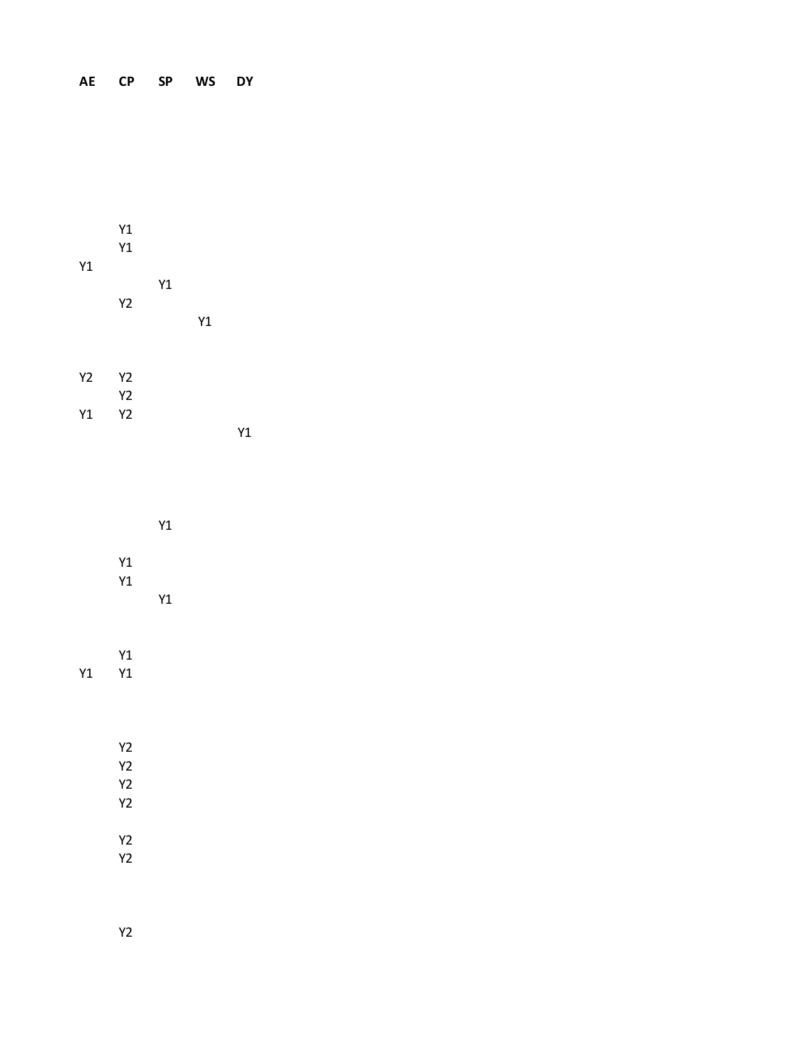| AE | CP | SP | WS | DY |
| --- | --- | --- | --- | --- |
| | | | | |
| | | | | |
| | | | | |
| | | | | |
| | | | | |
| | | | | |
| | | | | |
| | Y1 | | | |
| | Y1 | | | |
| Y1 | | | | |
| | | Y1 | | |
| | Y2 | | | |
| | | | Y1 | |
| | | | | |
| | | | | |
| Y2 | Y2 | | | |
| | Y2 | | | |
| Y1 | Y2 | | | |
| | | | | Y1 |
| | | | | |
| | | | | |
| | | | | |
| | | | | |
| | | Y1 | | |
| | | | | |
| | Y1 | | | |
| | Y1 | | | |
| | | Y1 | | |
| | | | | |
| | | | | |
| | Y1 | | | |
| Y1 | Y1 | | | |
| | | | | |
| | | | | |
| | | | | |
| | Y2 | | | |
| | Y2 | | | |
| | Y2 | | | |
| | Y2 | | | |
| | | | | |
| | Y2 | | | |
| | Y2 | | | |
| | | | | |
| | | | | |
| | | | | |
| | Y2 | | | |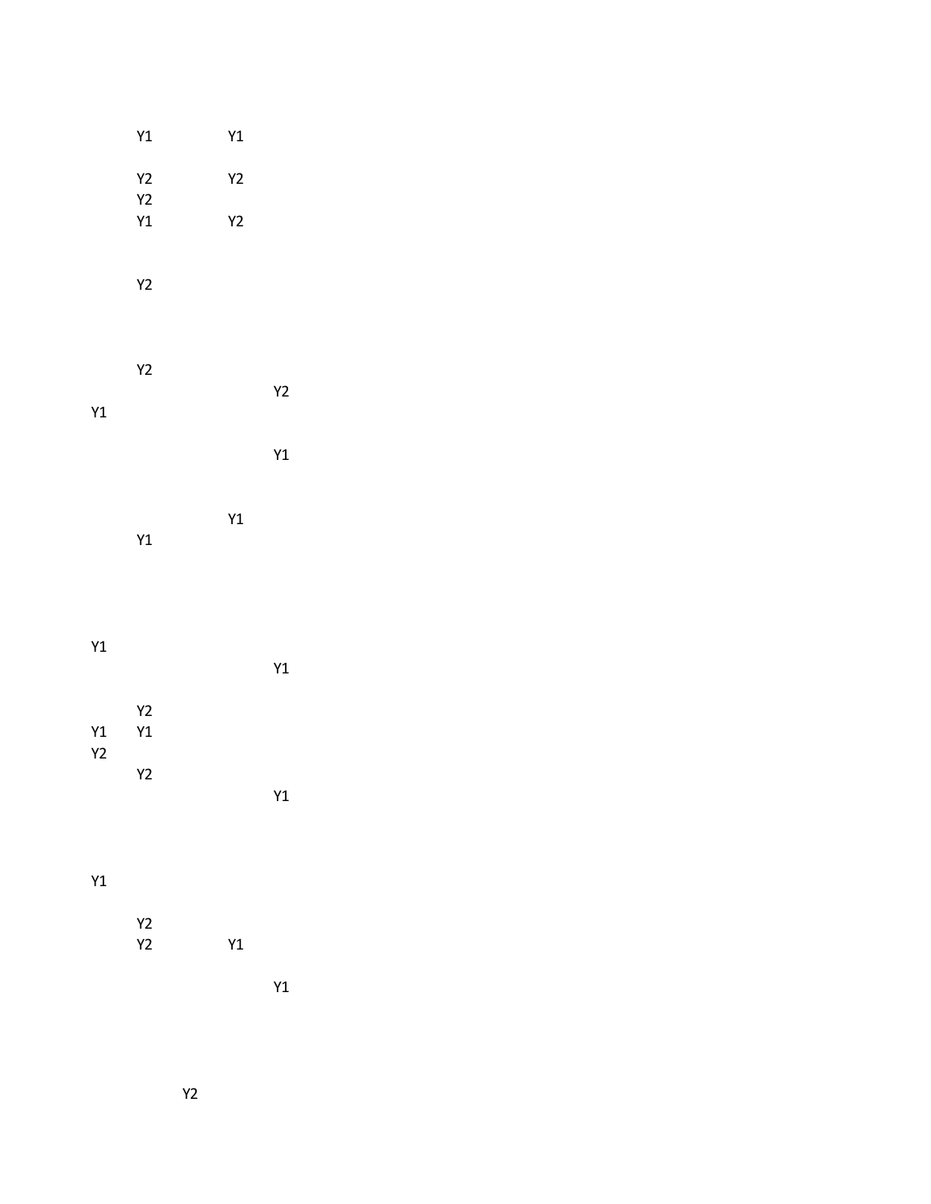| | | | | |
|---|---|---|---|---|
| | Y1 | | Y1 | |
| | Y2 | | Y2 | |
| | Y2 | | | |
| | Y1 | | Y2 | |
| | Y2 | | | |
| | Y2 | | | |
| | | | | Y2 |
| Y1 | | | | |
| | | | | Y1 |
| | | | Y1 | |
| | Y1 | | | |
| Y1 | | | | |
| | | | | Y1 |
| | Y2 | | | |
| Y1 | Y1 | | | |
| Y2 | | | | |
| | Y2 | | | |
| | | | | Y1 |
| Y1 | | | | |
| | Y2 | | | |
| | Y2 | | Y1 | |
| | | | | Y1 |
| | | Y2 | | |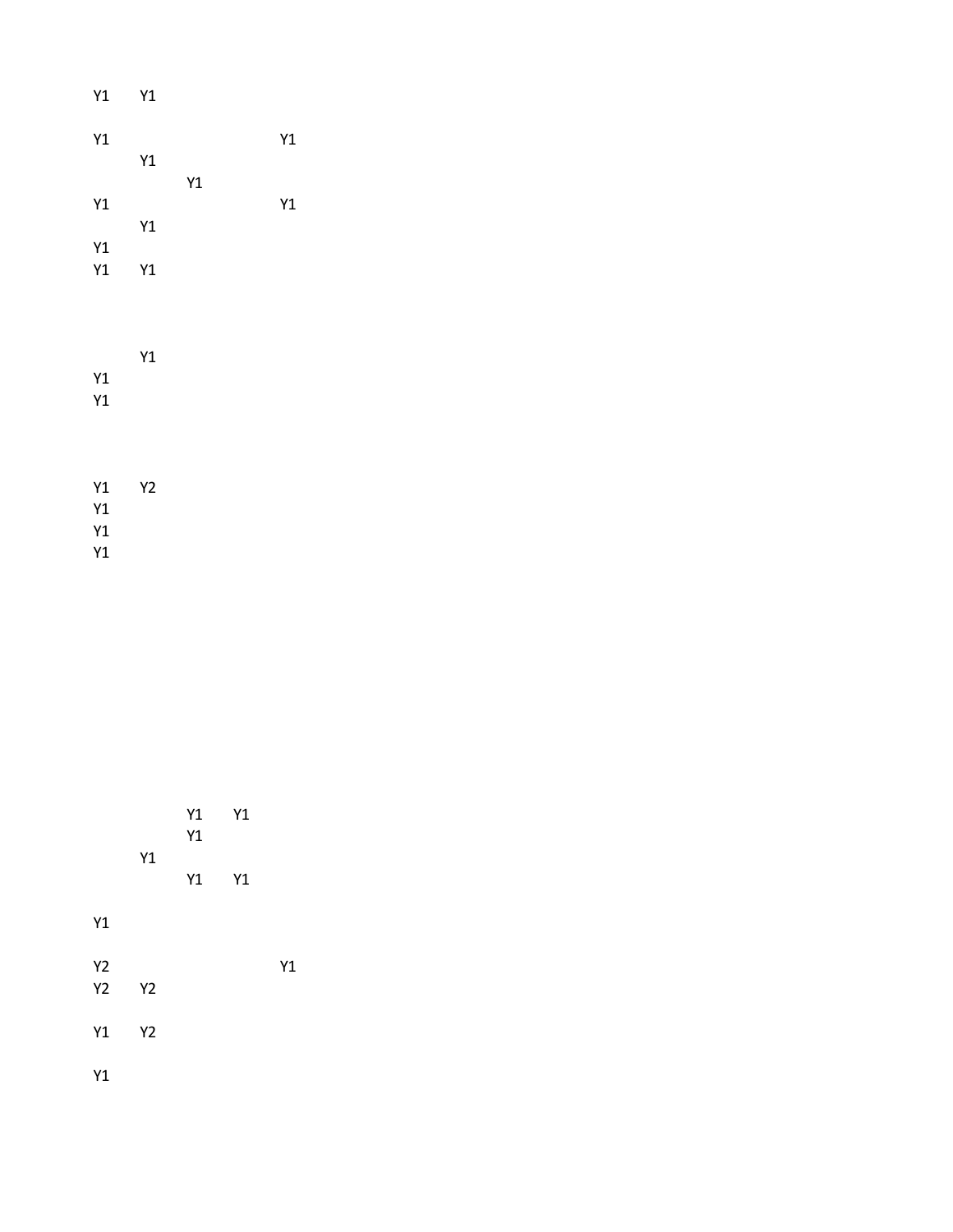| | | | | |
|---|---|---|---|---|
| Y1 | Y1 | | | |
| Y1 | | | | Y1 |
| | Y1 | | | |
| | | Y1 | | |
| Y1 | | | | Y1 |
| | Y1 | | | |
| Y1 | | | | |
| Y1 | Y1 | | | |
| | Y1 | | | |
| Y1 | | | | |
| Y1 | | | | |
| Y1 | Y2 | | | |
| Y1 | | | | |
| Y1 | | | | |
| Y1 | | | | |
| | | Y1 | Y1 | |
| | | Y1 | | |
| | Y1 | | | |
| | | Y1 | Y1 | |
| Y1 | | | | |
| Y2 | | | | Y1 |
| Y2 | Y2 | | | |
| Y1 | Y2 | | | |
| Y1 | | | | |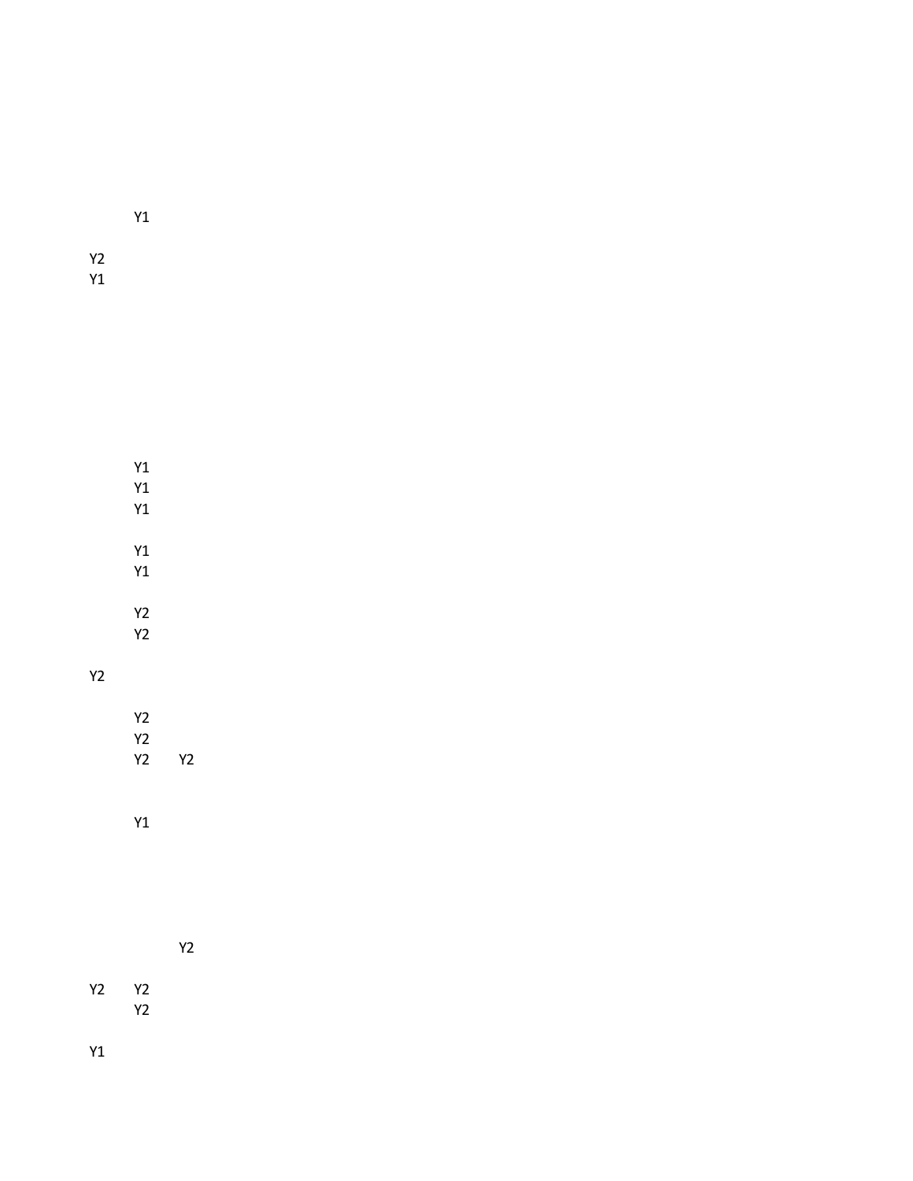| | | |
|---|---|---|
| | Y1 | |
| Y2 | | |
| Y1 | | |
| | Y1 | |
| | Y1 | |
| | Y1 | |
| | Y1 | |
| | Y1 | |
| | Y2 | |
| | Y2 | |
| Y2 | | |
| | Y2 | |
| | Y2 | |
| | Y2 | Y2 |
| | Y1 | |
| | | Y2 |
| Y2 | Y2 | |
| | Y2 | |
| Y1 | | |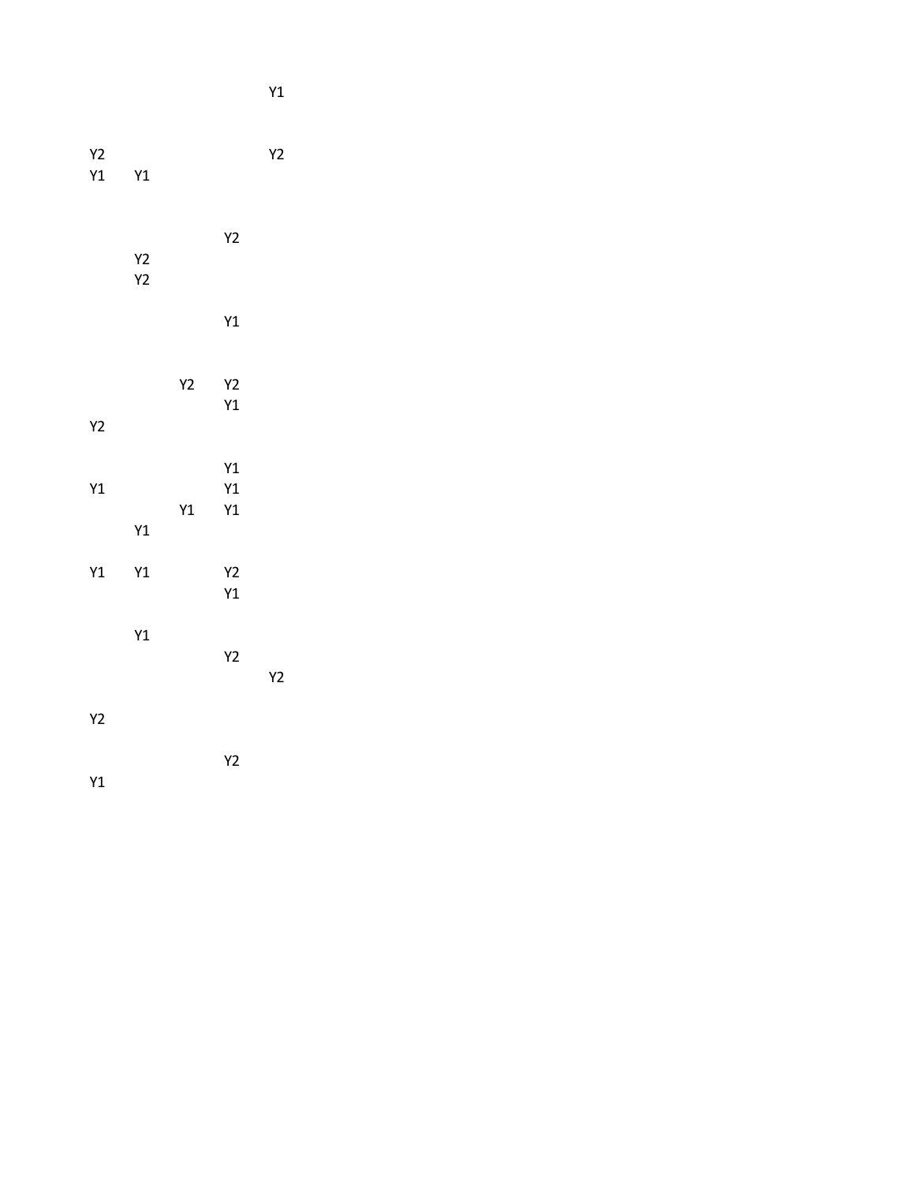| | | | | |
|---|---|---|---|---|
| | | | | Y1 |
| | | | | |
| | | | | |
| Y2 | | | | Y2 |
| Y1 | Y1 | | | |
| | | | | |
| | | | | |
| | | | Y2 | |
| | Y2 | | | |
| | Y2 | | | |
| | | | | |
| | | | Y1 | |
| | | | | |
| | | | | |
| | | Y2 | Y2 | |
| | | | Y1 | |
| Y2 | | | | |
| | | | | |
| | | | Y1 | |
| Y1 | | | Y1 | |
| | | Y1 | Y1 | |
| | Y1 | | | |
| | | | | |
| Y1 | Y1 | | Y2 | |
| | | | Y1 | |
| | | | | |
| | Y1 | | | |
| | | | Y2 | |
| | | | | Y2 |
| | | | | |
| Y2 | | | | |
| | | | | |
| | | | Y2 | |
| Y1 | | | | |